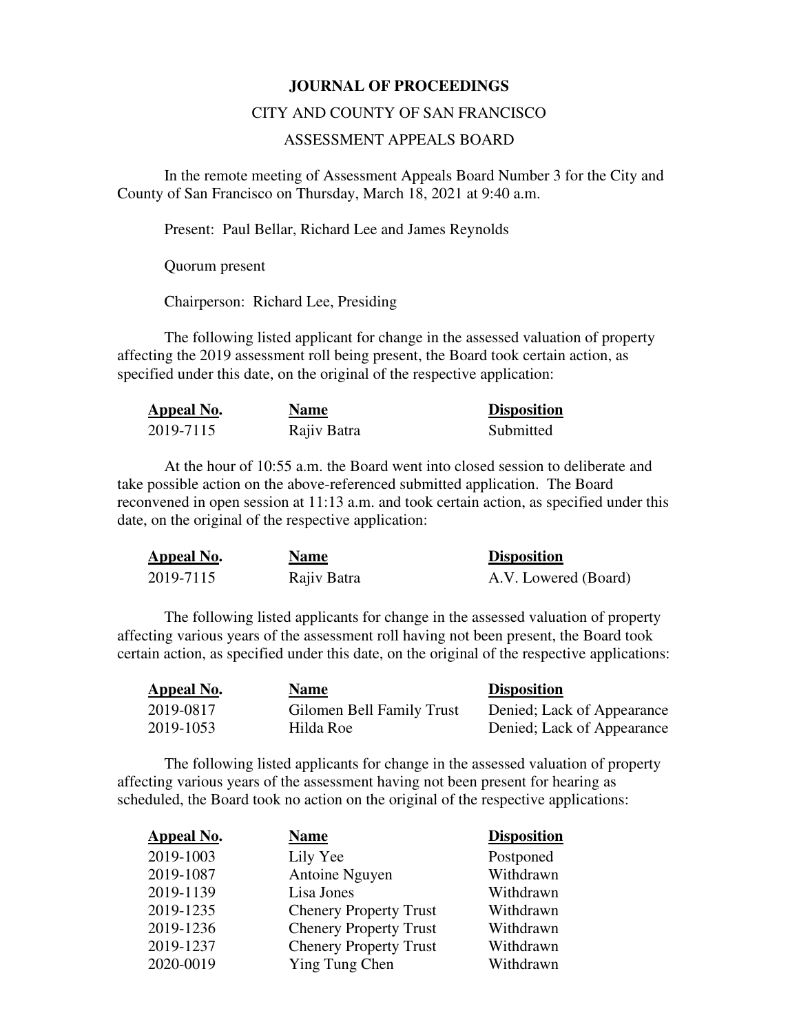**JOURNAL OF PROCEEDINGS**

CITY AND COUNTY OF SAN FRANCISCO

ASSESSMENT APPEALS BOARD

In the remote meeting of Assessment Appeals Board Number 3 for the City and County of San Francisco on Thursday, March 18, 2021 at 9:40 a.m.

Present: Paul Bellar, Richard Lee and James Reynolds

Quorum present

Chairperson: Richard Lee, Presiding

The following listed applicant for change in the assessed valuation of property affecting the 2019 assessment roll being present, the Board took certain action, as specified under this date, on the original of the respective application:

| Appeal No. | Name | Disposition |
|---|---|---|
| 2019-7115 | Rajiv Batra | Submitted |

At the hour of 10:55 a.m. the Board went into closed session to deliberate and take possible action on the above-referenced submitted application. The Board reconvened in open session at 11:13 a.m. and took certain action, as specified under this date, on the original of the respective application:

| Appeal No. | Name | Disposition |
|---|---|---|
| 2019-7115 | Rajiv Batra | A.V. Lowered (Board) |

The following listed applicants for change in the assessed valuation of property affecting various years of the assessment roll having not been present, the Board took certain action, as specified under this date, on the original of the respective applications:

| Appeal No. | Name | Disposition |
|---|---|---|
| 2019-0817 | Gilomen Bell Family Trust | Denied; Lack of Appearance |
| 2019-1053 | Hilda Roe | Denied; Lack of Appearance |

The following listed applicants for change in the assessed valuation of property affecting various years of the assessment having not been present for hearing as scheduled, the Board took no action on the original of the respective applications:

| Appeal No. | Name | Disposition |
|---|---|---|
| 2019-1003 | Lily Yee | Postponed |
| 2019-1087 | Antoine Nguyen | Withdrawn |
| 2019-1139 | Lisa Jones | Withdrawn |
| 2019-1235 | Chenery Property Trust | Withdrawn |
| 2019-1236 | Chenery Property Trust | Withdrawn |
| 2019-1237 | Chenery Property Trust | Withdrawn |
| 2020-0019 | Ying Tung Chen | Withdrawn |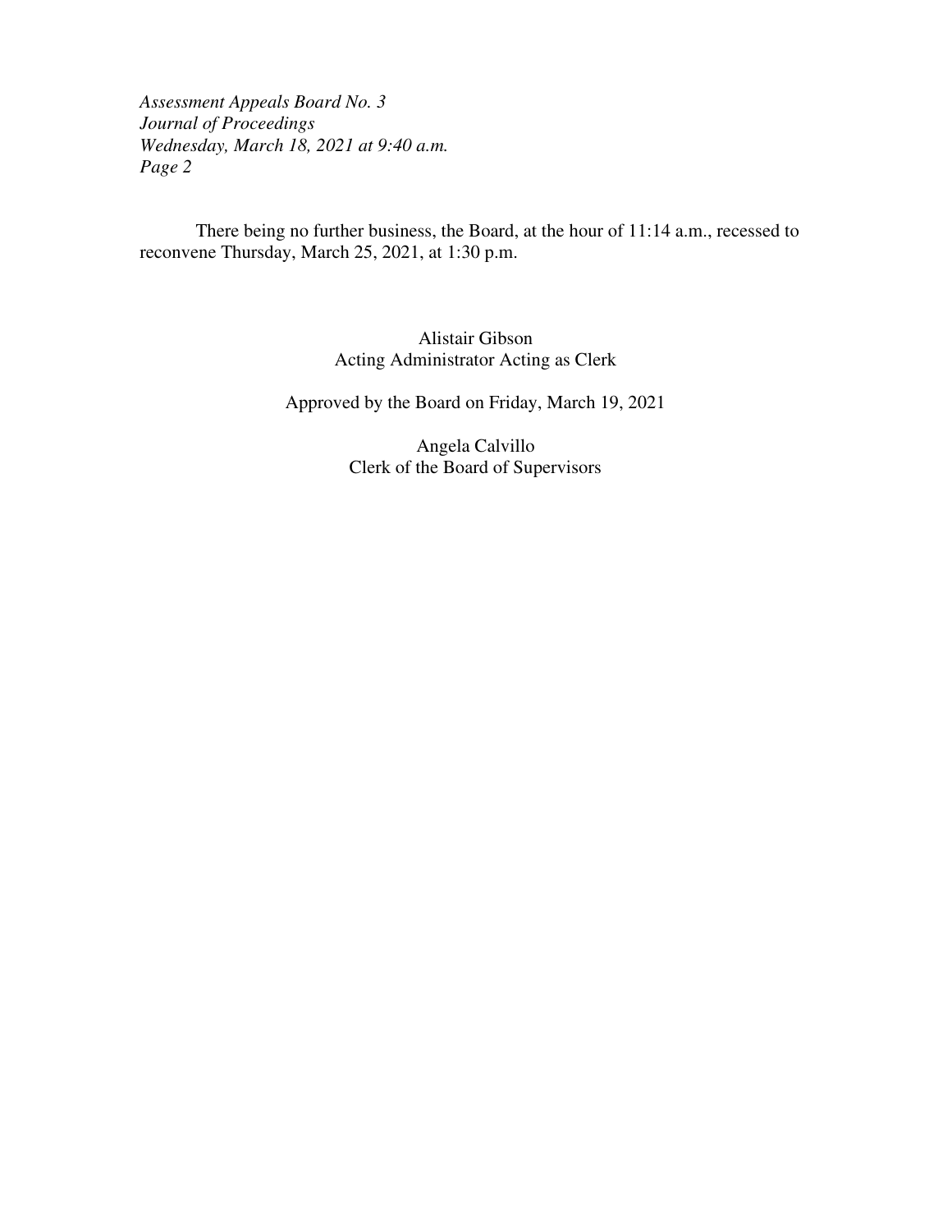There being no further business, the Board, at the hour of 11:14 a.m., recessed to reconvene Thursday, March 25, 2021, at 1:30 p.m.

Alistair Gibson
Acting Administrator Acting as Clerk

Approved by the Board on Friday, March 19, 2021

Angela Calvillo
Clerk of the Board of Supervisors